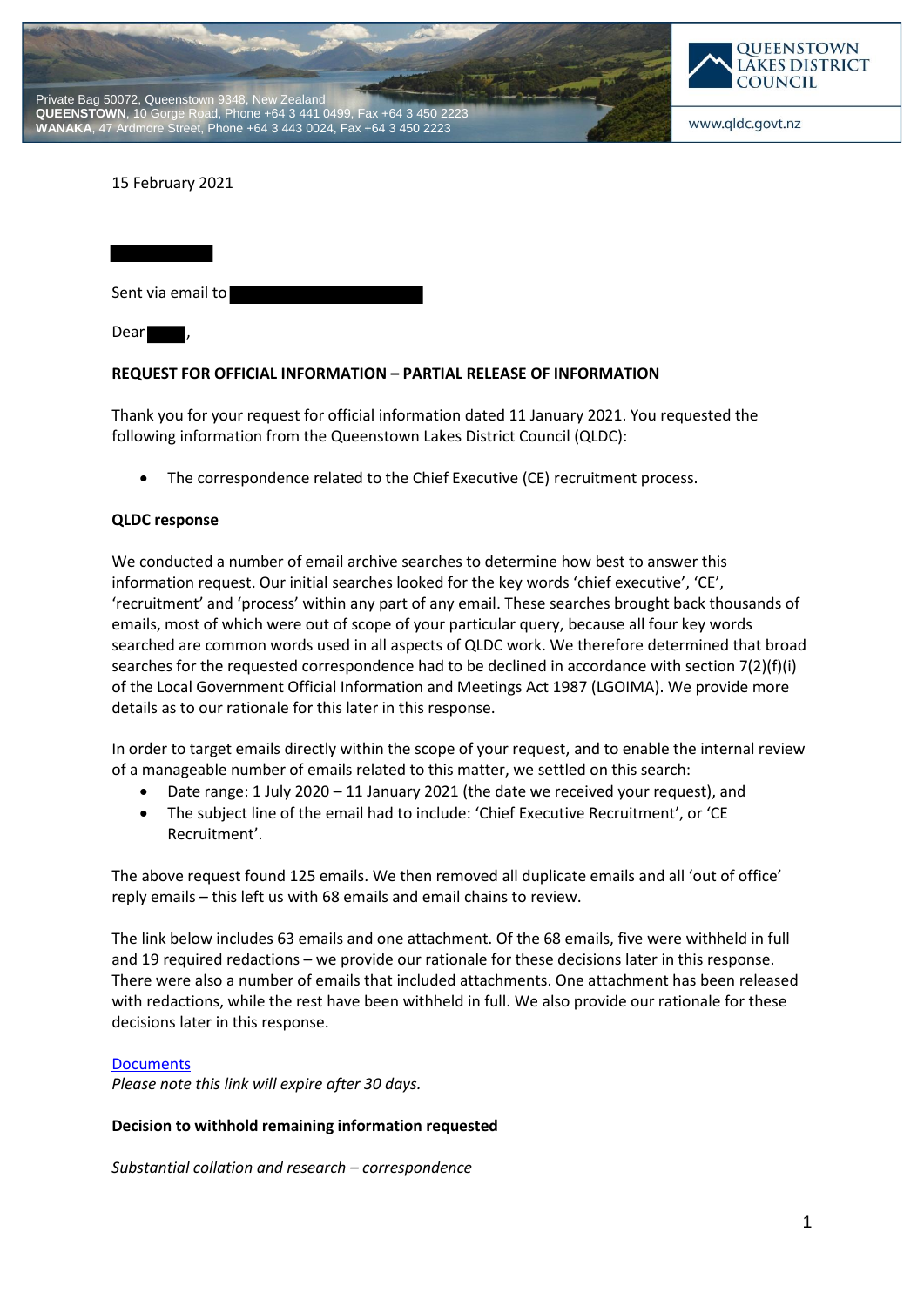Private Bag 50072, Queenstown 9348, New Zealand
**QUEENSTOWN**, 10 Gorge Road, Phone +64 3 441 0499, Fax +64 3 450 2223
**WANAKA**, 47 Ardmore Street, Phone +64 3 443 0024, Fax +64 3 450 2223

QUEENSTOWN LAKES DISTRICT COUNCIL

www.qldc.govt.nz

15 February 2021

Sent via email to

Dear ,

**REQUEST FOR OFFICIAL INFORMATION – PARTIAL RELEASE OF INFORMATION**

Thank you for your request for official information dated 11 January 2021. You requested the following information from the Queenstown Lakes District Council (QLDC):

- The correspondence related to the Chief Executive (CE) recruitment process.

**QLDC response**

We conducted a number of email archive searches to determine how best to answer this information request. Our initial searches looked for the key words 'chief executive', 'CE', 'recruitment' and 'process' within any part of any email. These searches brought back thousands of emails, most of which were out of scope of your particular query, because all four key words searched are common words used in all aspects of QLDC work. We therefore determined that broad searches for the requested correspondence had to be declined in accordance with section 7(2)(f)(i) of the Local Government Official Information and Meetings Act 1987 (LGOIMA). We provide more details as to our rationale for this later in this response.

In order to target emails directly within the scope of your request, and to enable the internal review of a manageable number of emails related to this matter, we settled on this search:

- Date range: 1 July 2020 – 11 January 2021 (the date we received your request), and
- The subject line of the email had to include: 'Chief Executive Recruitment', or 'CE Recruitment'.

The above request found 125 emails. We then removed all duplicate emails and all 'out of office' reply emails – this left us with 68 emails and email chains to review.

The link below includes 63 emails and one attachment. Of the 68 emails, five were withheld in full and 19 required redactions – we provide our rationale for these decisions later in this response. There were also a number of emails that included attachments. One attachment has been released with redactions, while the rest have been withheld in full. We also provide our rationale for these decisions later in this response.

Documents
*Please note this link will expire after 30 days.*

**Decision to withhold remaining information requested**

*Substantial collation and research – correspondence*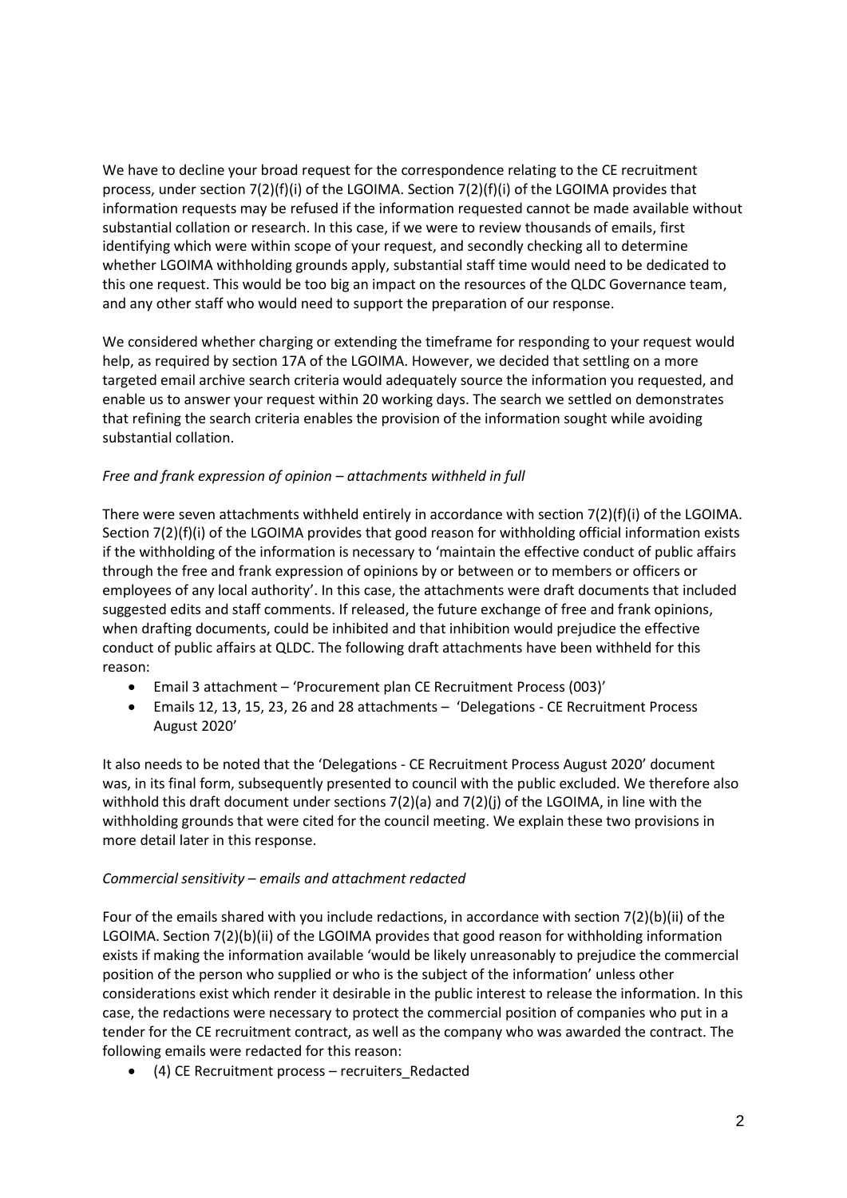We have to decline your broad request for the correspondence relating to the CE recruitment process, under section 7(2)(f)(i) of the LGOIMA. Section 7(2)(f)(i) of the LGOIMA provides that information requests may be refused if the information requested cannot be made available without substantial collation or research. In this case, if we were to review thousands of emails, first identifying which were within scope of your request, and secondly checking all to determine whether LGOIMA withholding grounds apply, substantial staff time would need to be dedicated to this one request. This would be too big an impact on the resources of the QLDC Governance team, and any other staff who would need to support the preparation of our response.

We considered whether charging or extending the timeframe for responding to your request would help, as required by section 17A of the LGOIMA. However, we decided that settling on a more targeted email archive search criteria would adequately source the information you requested, and enable us to answer your request within 20 working days. The search we settled on demonstrates that refining the search criteria enables the provision of the information sought while avoiding substantial collation.

*Free and frank expression of opinion – attachments withheld in full*

There were seven attachments withheld entirely in accordance with section 7(2)(f)(i) of the LGOIMA. Section 7(2)(f)(i) of the LGOIMA provides that good reason for withholding official information exists if the withholding of the information is necessary to 'maintain the effective conduct of public affairs through the free and frank expression of opinions by or between or to members or officers or employees of any local authority'. In this case, the attachments were draft documents that included suggested edits and staff comments. If released, the future exchange of free and frank opinions, when drafting documents, could be inhibited and that inhibition would prejudice the effective conduct of public affairs at QLDC. The following draft attachments have been withheld for this reason:

- Email 3 attachment – 'Procurement plan CE Recruitment Process (003)'
- Emails 12, 13, 15, 23, 26 and 28 attachments – 'Delegations - CE Recruitment Process August 2020'

It also needs to be noted that the 'Delegations - CE Recruitment Process August 2020' document was, in its final form, subsequently presented to council with the public excluded. We therefore also withhold this draft document under sections 7(2)(a) and 7(2)(j) of the LGOIMA, in line with the withholding grounds that were cited for the council meeting. We explain these two provisions in more detail later in this response.

*Commercial sensitivity – emails and attachment redacted*

Four of the emails shared with you include redactions, in accordance with section 7(2)(b)(ii) of the LGOIMA. Section 7(2)(b)(ii) of the LGOIMA provides that good reason for withholding information exists if making the information available 'would be likely unreasonably to prejudice the commercial position of the person who supplied or who is the subject of the information' unless other considerations exist which render it desirable in the public interest to release the information. In this case, the redactions were necessary to protect the commercial position of companies who put in a tender for the CE recruitment contract, as well as the company who was awarded the contract. The following emails were redacted for this reason:

- (4) CE Recruitment process – recruiters_Redacted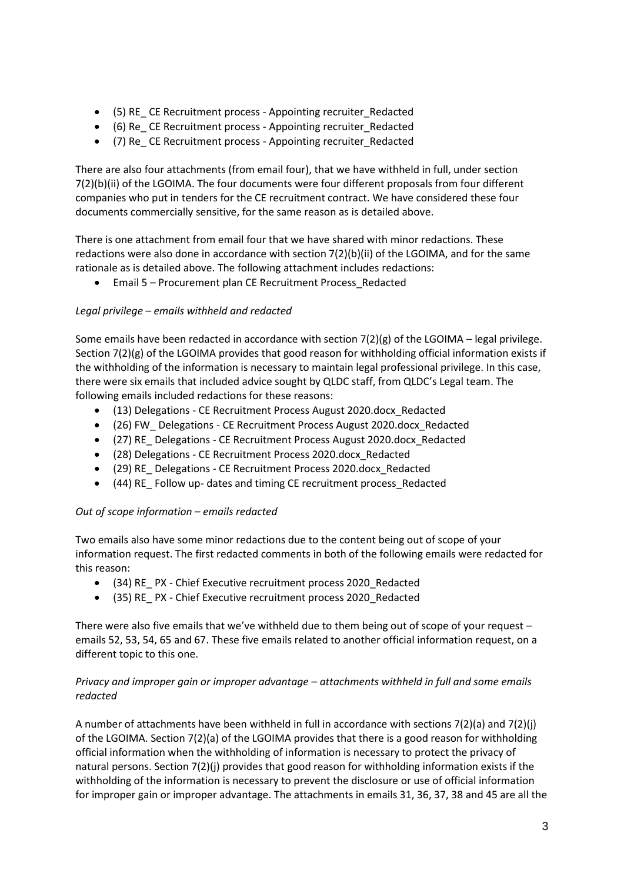- (5) RE_ CE Recruitment process - Appointing recruiter_Redacted
- (6) Re_ CE Recruitment process - Appointing recruiter_Redacted
- (7) Re_ CE Recruitment process - Appointing recruiter_Redacted

There are also four attachments (from email four), that we have withheld in full, under section 7(2)(b)(ii) of the LGOIMA. The four documents were four different proposals from four different companies who put in tenders for the CE recruitment contract. We have considered these four documents commercially sensitive, for the same reason as is detailed above.

There is one attachment from email four that we have shared with minor redactions. These redactions were also done in accordance with section 7(2)(b)(ii) of the LGOIMA, and for the same rationale as is detailed above. The following attachment includes redactions:

- Email 5 – Procurement plan CE Recruitment Process_Redacted

*Legal privilege – emails withheld and redacted*

Some emails have been redacted in accordance with section 7(2)(g) of the LGOIMA – legal privilege. Section 7(2)(g) of the LGOIMA provides that good reason for withholding official information exists if the withholding of the information is necessary to maintain legal professional privilege. In this case, there were six emails that included advice sought by QLDC staff, from QLDC's Legal team. The following emails included redactions for these reasons:

- (13) Delegations - CE Recruitment Process August 2020.docx_Redacted
- (26) FW_ Delegations - CE Recruitment Process August 2020.docx_Redacted
- (27) RE_ Delegations - CE Recruitment Process August 2020.docx_Redacted
- (28) Delegations - CE Recruitment Process 2020.docx_Redacted
- (29) RE_ Delegations - CE Recruitment Process 2020.docx_Redacted
- (44) RE_ Follow up- dates and timing CE recruitment process_Redacted

*Out of scope information – emails redacted*

Two emails also have some minor redactions due to the content being out of scope of your information request. The first redacted comments in both of the following emails were redacted for this reason:

- (34) RE_ PX - Chief Executive recruitment process 2020_Redacted
- (35) RE_ PX - Chief Executive recruitment process 2020_Redacted

There were also five emails that we've withheld due to them being out of scope of your request – emails 52, 53, 54, 65 and 67. These five emails related to another official information request, on a different topic to this one.

*Privacy and improper gain or improper advantage – attachments withheld in full and some emails redacted*

A number of attachments have been withheld in full in accordance with sections 7(2)(a) and 7(2)(j) of the LGOIMA. Section 7(2)(a) of the LGOIMA provides that there is a good reason for withholding official information when the withholding of information is necessary to protect the privacy of natural persons. Section 7(2)(j) provides that good reason for withholding information exists if the withholding of the information is necessary to prevent the disclosure or use of official information for improper gain or improper advantage. The attachments in emails 31, 36, 37, 38 and 45 are all the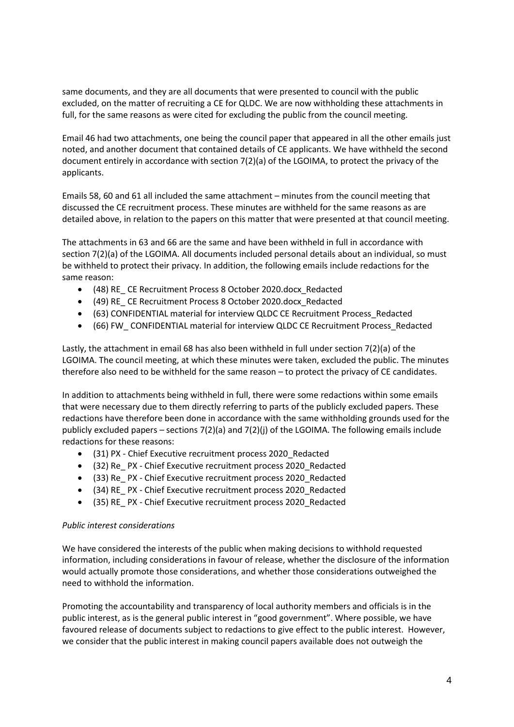same documents, and they are all documents that were presented to council with the public excluded, on the matter of recruiting a CE for QLDC. We are now withholding these attachments in full, for the same reasons as were cited for excluding the public from the council meeting.

Email 46 had two attachments, one being the council paper that appeared in all the other emails just noted, and another document that contained details of CE applicants. We have withheld the second document entirely in accordance with section 7(2)(a) of the LGOIMA, to protect the privacy of the applicants.

Emails 58, 60 and 61 all included the same attachment – minutes from the council meeting that discussed the CE recruitment process. These minutes are withheld for the same reasons as are detailed above, in relation to the papers on this matter that were presented at that council meeting.

The attachments in 63 and 66 are the same and have been withheld in full in accordance with section 7(2)(a) of the LGOIMA. All documents included personal details about an individual, so must be withheld to protect their privacy. In addition, the following emails include redactions for the same reason:

- (48) RE_ CE Recruitment Process 8 October 2020.docx_Redacted
- (49) RE_ CE Recruitment Process 8 October 2020.docx_Redacted
- (63) CONFIDENTIAL material for interview QLDC CE Recruitment Process_Redacted
- (66) FW_ CONFIDENTIAL material for interview QLDC CE Recruitment Process_Redacted

Lastly, the attachment in email 68 has also been withheld in full under section 7(2)(a) of the LGOIMA. The council meeting, at which these minutes were taken, excluded the public. The minutes therefore also need to be withheld for the same reason – to protect the privacy of CE candidates.

In addition to attachments being withheld in full, there were some redactions within some emails that were necessary due to them directly referring to parts of the publicly excluded papers. These redactions have therefore been done in accordance with the same withholding grounds used for the publicly excluded papers – sections 7(2)(a) and 7(2)(j) of the LGOIMA. The following emails include redactions for these reasons:

- (31) PX - Chief Executive recruitment process 2020_Redacted
- (32) Re_ PX - Chief Executive recruitment process 2020_Redacted
- (33) Re_ PX - Chief Executive recruitment process 2020_Redacted
- (34) RE_ PX - Chief Executive recruitment process 2020_Redacted
- (35) RE_ PX - Chief Executive recruitment process 2020_Redacted

*Public interest considerations*

We have considered the interests of the public when making decisions to withhold requested information, including considerations in favour of release, whether the disclosure of the information would actually promote those considerations, and whether those considerations outweighed the need to withhold the information.

Promoting the accountability and transparency of local authority members and officials is in the public interest, as is the general public interest in "good government". Where possible, we have favoured release of documents subject to redactions to give effect to the public interest. However, we consider that the public interest in making council papers available does not outweigh the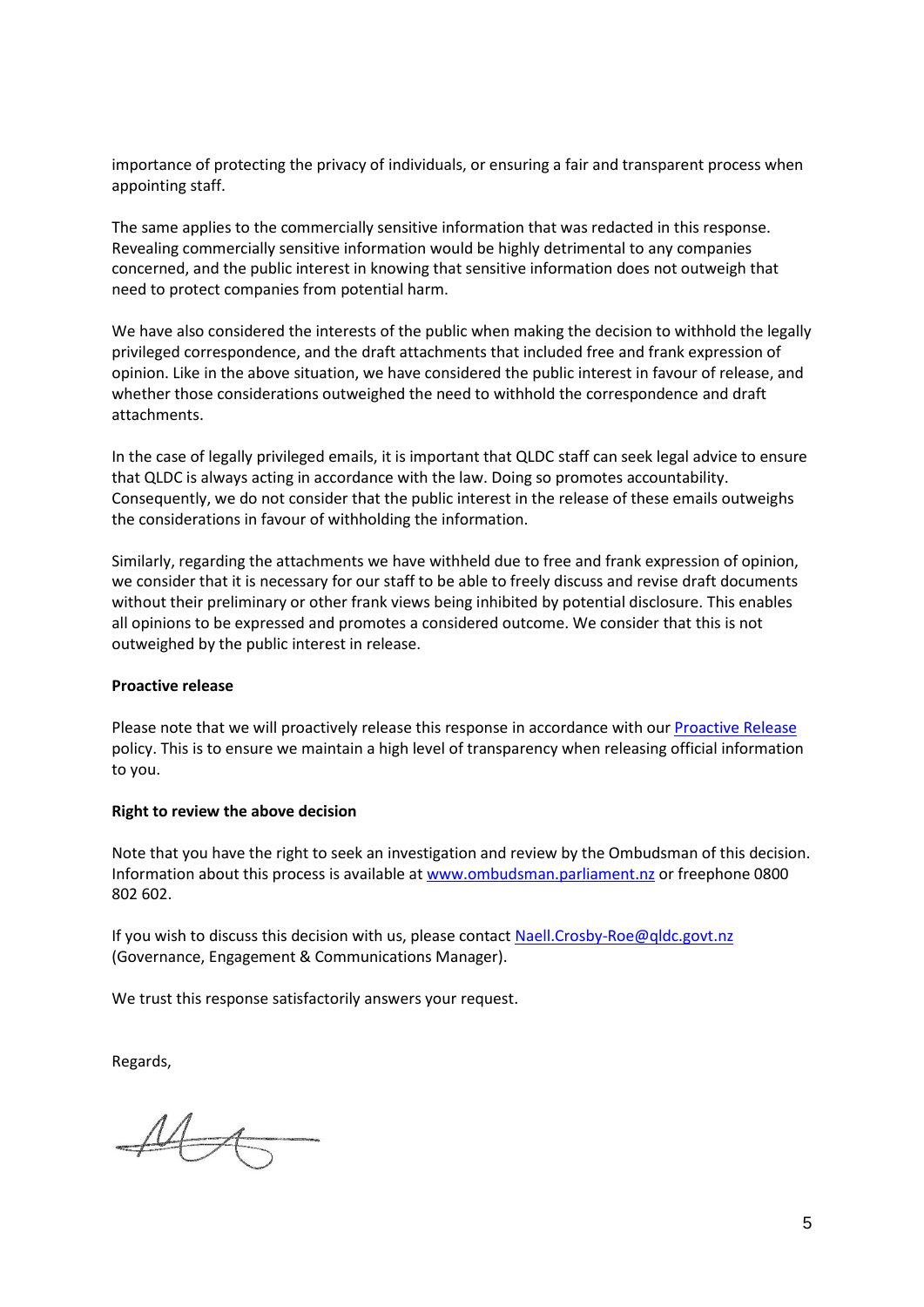importance of protecting the privacy of individuals, or ensuring a fair and transparent process when appointing staff.

The same applies to the commercially sensitive information that was redacted in this response. Revealing commercially sensitive information would be highly detrimental to any companies concerned, and the public interest in knowing that sensitive information does not outweigh that need to protect companies from potential harm.

We have also considered the interests of the public when making the decision to withhold the legally privileged correspondence, and the draft attachments that included free and frank expression of opinion. Like in the above situation, we have considered the public interest in favour of release, and whether those considerations outweighed the need to withhold the correspondence and draft attachments.

In the case of legally privileged emails, it is important that QLDC staff can seek legal advice to ensure that QLDC is always acting in accordance with the law. Doing so promotes accountability. Consequently, we do not consider that the public interest in the release of these emails outweighs the considerations in favour of withholding the information.

Similarly, regarding the attachments we have withheld due to free and frank expression of opinion, we consider that it is necessary for our staff to be able to freely discuss and revise draft documents without their preliminary or other frank views being inhibited by potential disclosure. This enables all opinions to be expressed and promotes a considered outcome. We consider that this is not outweighed by the public interest in release.

**Proactive release**

Please note that we will proactively release this response in accordance with our [Proactive Release](Proactive Release) policy. This is to ensure we maintain a high level of transparency when releasing official information to you.

**Right to review the above decision**

Note that you have the right to seek an investigation and review by the Ombudsman of this decision. Information about this process is available at [www.ombudsman.parliament.nz](http://www.ombudsman.parliament.nz) or freephone 0800 802 602.

If you wish to discuss this decision with us, please contact [Naell.Crosby-Roe@qldc.govt.nz](mailto:Naell.Crosby-Roe@qldc.govt.nz) (Governance, Engagement & Communications Manager).

We trust this response satisfactorily answers your request.

Regards,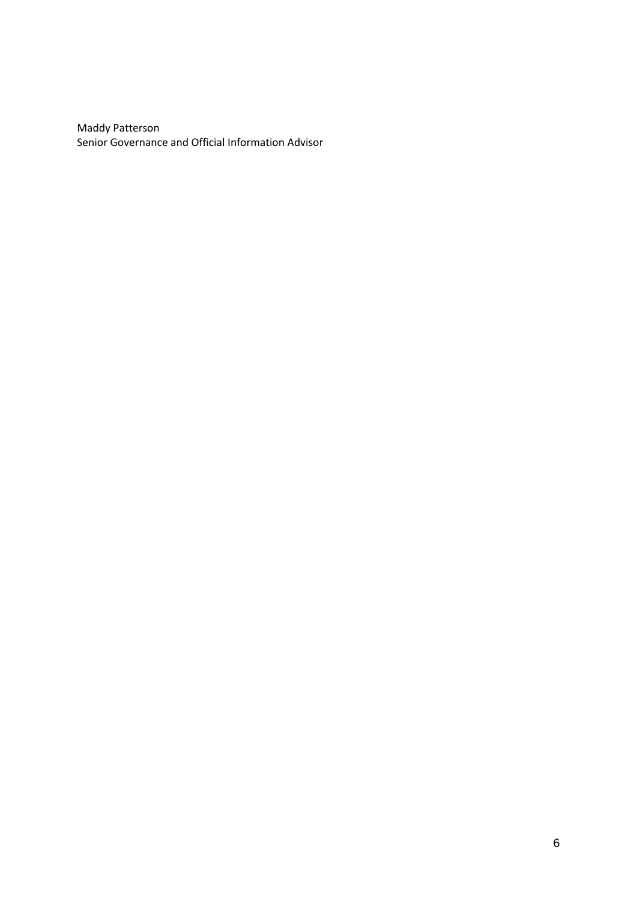Maddy Patterson
Senior Governance and Official Information Advisor